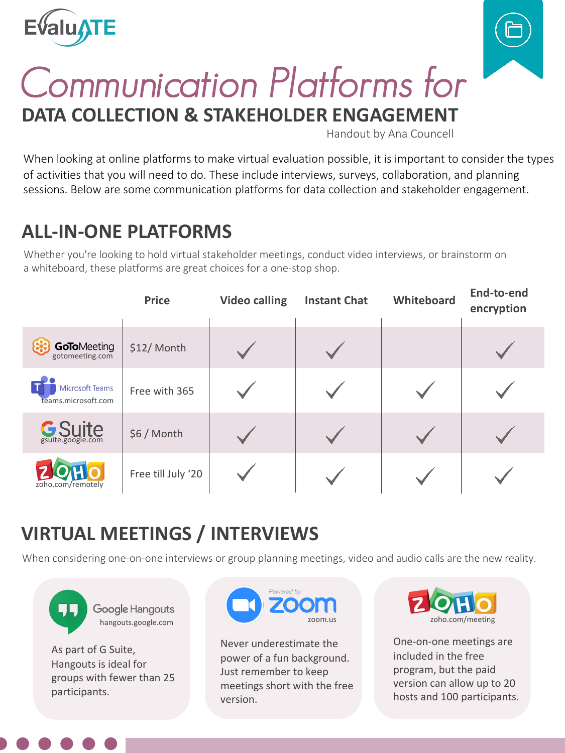EvaluATE

# Communication Platforms for

## DATA COLLECTION & STAKEHOLDER ENGAGEMENT

Handout by Ana Councell

When looking at online platforms to make virtual evaluation possible, it is important to consider the types of activities that you will need to do. These include interviews, surveys, collaboration, and planning sessions. Below are some communication platforms for data collection and stakeholder engagement.

## ALL-IN-ONE PLATFORMS

Whether you're looking to hold virtual stakeholder meetings, conduct video interviews, or brainstorm on a whiteboard, these platforms are great choices for a one-stop shop.

| | Price | Video calling | Instant Chat | Whiteboard | End-to-end encryption |
|---|---|---|---|---|---|
| GoToMeeting (gotomeeting.com) | $12/ Month | ✓ | ✓ | | ✓ |
| Microsoft Teams (teams.microsoft.com) | Free with 365 | ✓ | ✓ | ✓ | ✓ |
| G Suite (gsuite.google.com) | $6 / Month | ✓ | ✓ | ✓ | ✓ |
| ZOHO (zoho.com/remotely) | Free till July '20 | ✓ | ✓ | ✓ | ✓ |

## VIRTUAL MEETINGS / INTERVIEWS

When considering one-on-one interviews or group planning meetings, video and audio calls are the new reality.

**Google Hangouts** (hangouts.google.com)

As part of G Suite, Hangouts is ideal for groups with fewer than 25 participants.

**Powered by zoom** (zoom.us)

Never underestimate the power of a fun background. Just remember to keep meetings short with the free version.

**ZOHO** (zoho.com/meeting)

One-on-one meetings are included in the free program, but the paid version can allow up to 20 hosts and 100 participants.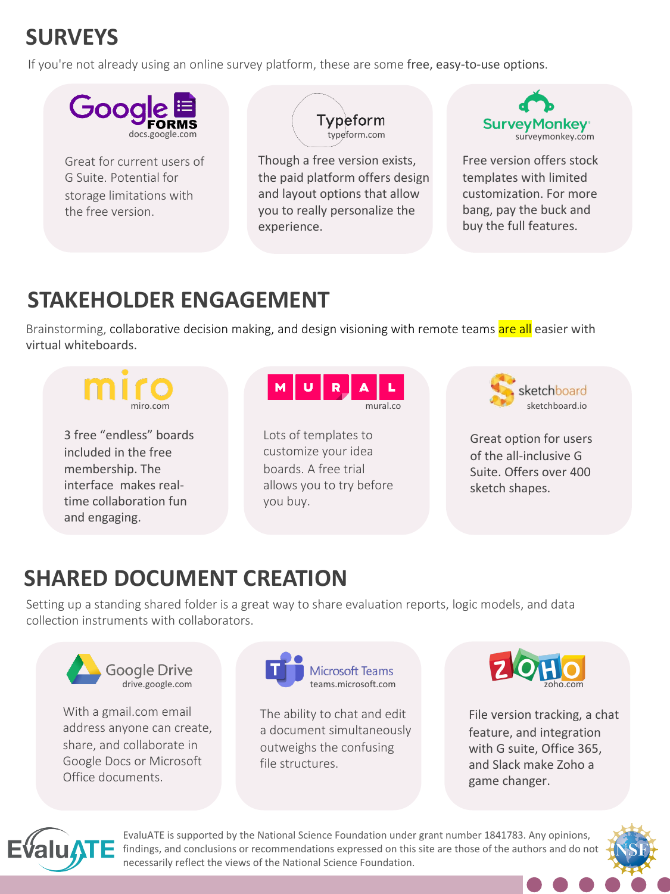## SURVEYS

If you're not already using an online survey platform, these are some free, easy-to-use options.

**Google FORMS**
docs.google.com

Great for current users of G Suite. Potential for storage limitations with the free version.

**Typeform**
typeform.com

Though a free version exists, the paid platform offers design and layout options that allow you to really personalize the experience.

**SurveyMonkey**
surveymonkey.com

Free version offers stock templates with limited customization. For more bang, pay the buck and buy the full features.

## STAKEHOLDER ENGAGEMENT

Brainstorming, collaborative decision making, and design visioning with remote teams are all easier with virtual whiteboards.

**miro**
miro.com

3 free "endless" boards included in the free membership. The interface makes real-time collaboration fun and engaging.

**MURAL**
mural.co

Lots of templates to customize your idea boards. A free trial allows you to try before you buy.

**sketchboard**
sketchboard.io

Great option for users of the all-inclusive G Suite. Offers over 400 sketch shapes.

## SHARED DOCUMENT CREATION

Setting up a standing shared folder is a great way to share evaluation reports, logic models, and data collection instruments with collaborators.

**Google Drive**
drive.google.com

With a gmail.com email address anyone can create, share, and collaborate in Google Docs or Microsoft Office documents.

**Microsoft Teams**
teams.microsoft.com

The ability to chat and edit a document simultaneously outweighs the confusing file structures.

**ZOHO**
zoho.com

File version tracking, a chat feature, and integration with G suite, Office 365, and Slack make Zoho a game changer.

EvaluATE is supported by the National Science Foundation under grant number 1841783. Any opinions, findings, and conclusions or recommendations expressed on this site are those of the authors and do not necessarily reflect the views of the National Science Foundation.